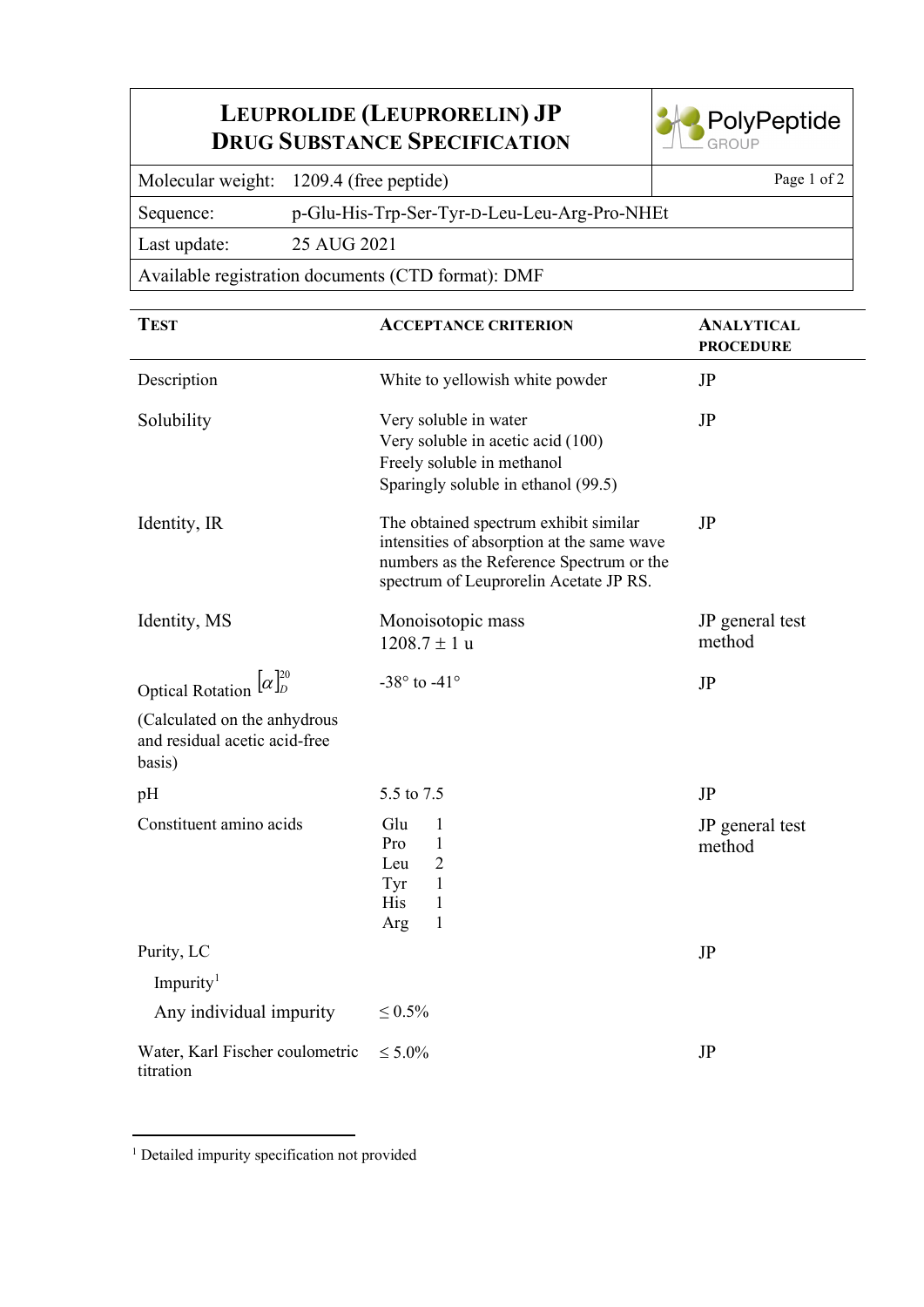# LEUPROLIDE (LEUPRORELIN) JP DRUG SUBSTANCE SPECIFICATION

PolyPeptide GROUP

| | |
|---|---|
| Molecular weight: | 1209.4 (free peptide) |
| Sequence: | p-Glu-His-Trp-Ser-Tyr-D-Leu-Leu-Arg-Pro-NHEt |
| Last update: | 25 AUG 2021 |
| Available registration documents (CTD format): DMF | |

| TEST | ACCEPTANCE CRITERION | ANALYTICAL PROCEDURE |
|---|---|---|
| Description | White to yellowish white powder | JP |
| Solubility | Very soluble in water<br>Very soluble in acetic acid (100)<br>Freely soluble in methanol<br>Sparingly soluble in ethanol (99.5) | JP |
| Identity, IR | The obtained spectrum exhibit similar intensities of absorption at the same wave numbers as the Reference Spectrum or the spectrum of Leuprorelin Acetate JP RS. | JP |
| Identity, MS | Monoisotopic mass<br>1208.7 ± 1 u | JP general test method |
| Optical Rotation $[\alpha]_D^{20}$<br>(Calculated on the anhydrous and residual acetic acid-free basis) | -38° to -41° | JP |
| pH | 5.5 to 7.5 | JP |
| Constituent amino acids | Glu 1<br>Pro 1<br>Leu 2<br>Tyr 1<br>His 1<br>Arg 1 | JP general test method |
| Purity, LC | | JP |
| Impurity[1] | | |
| Any individual impurity | ≤ 0.5% | |
| Water, Karl Fischer coulometric titration | ≤ 5.0% | JP |

[1] Detailed impurity specification not provided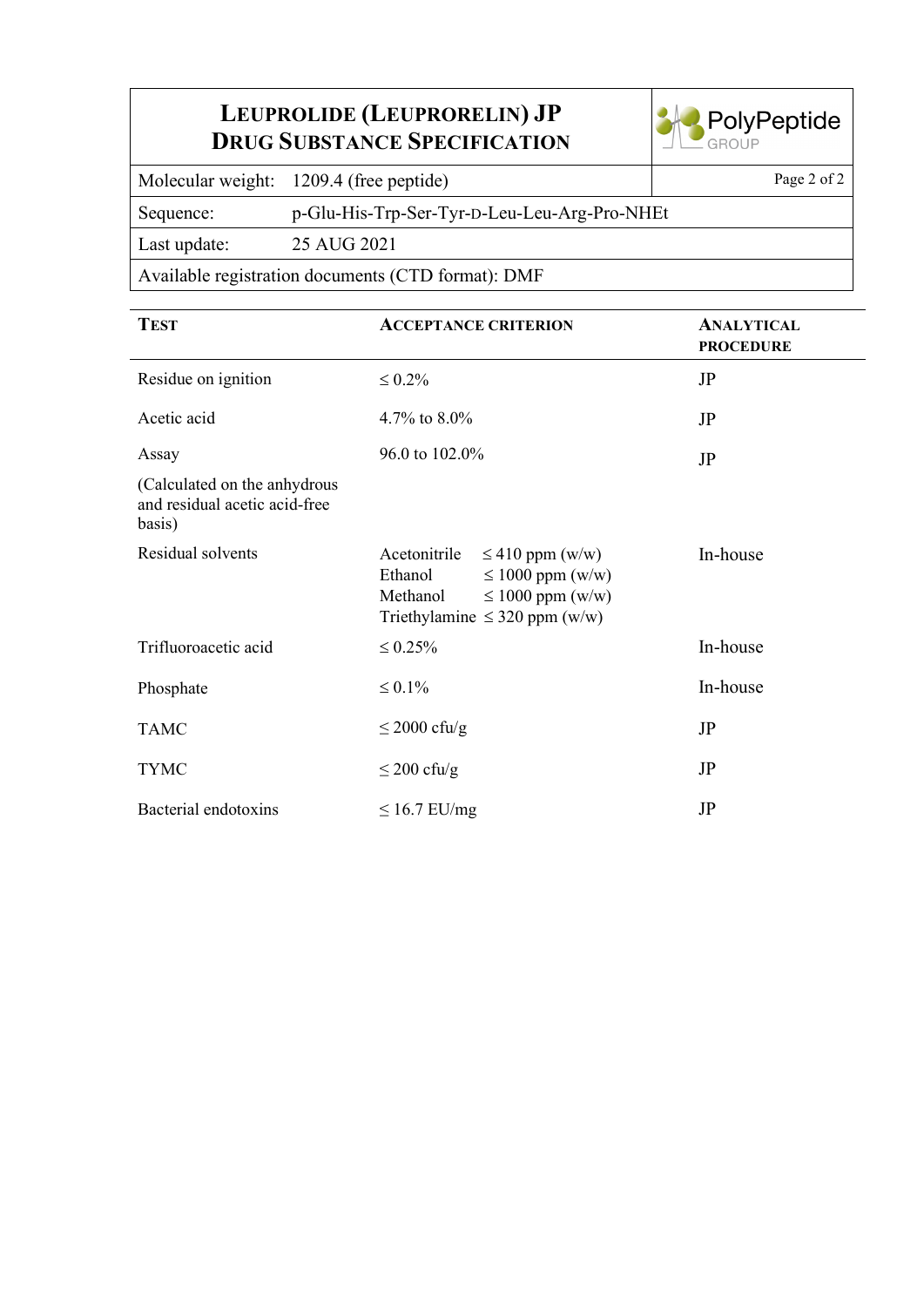# LEUPROLIDE (LEUPRORELIN) JP DRUG SUBSTANCE SPECIFICATION

| | |
|---|---|
| Molecular weight: | 1209.4 (free peptide) |
| Sequence: | p-Glu-His-Trp-Ser-Tyr-D-Leu-Leu-Arg-Pro-NHEt |
| Last update: | 25 AUG 2021 |
| Available registration documents (CTD format): DMF | |

| TEST | ACCEPTANCE CRITERION | ANALYTICAL PROCEDURE |
|---|---|---|
| Residue on ignition | ≤ 0.2% | JP |
| Acetic acid | 4.7% to 8.0% | JP |
| Assay (Calculated on the anhydrous and residual acetic acid-free basis) | 96.0 to 102.0% | JP |
| Residual solvents | Acetonitrile ≤ 410 ppm (w/w)<br>Ethanol ≤ 1000 ppm (w/w)<br>Methanol ≤ 1000 ppm (w/w)<br>Triethylamine ≤ 320 ppm (w/w) | In-house |
| Trifluoroacetic acid | ≤ 0.25% | In-house |
| Phosphate | ≤ 0.1% | In-house |
| TAMC | ≤ 2000 cfu/g | JP |
| TYMC | ≤ 200 cfu/g | JP |
| Bacterial endotoxins | ≤ 16.7 EU/mg | JP |